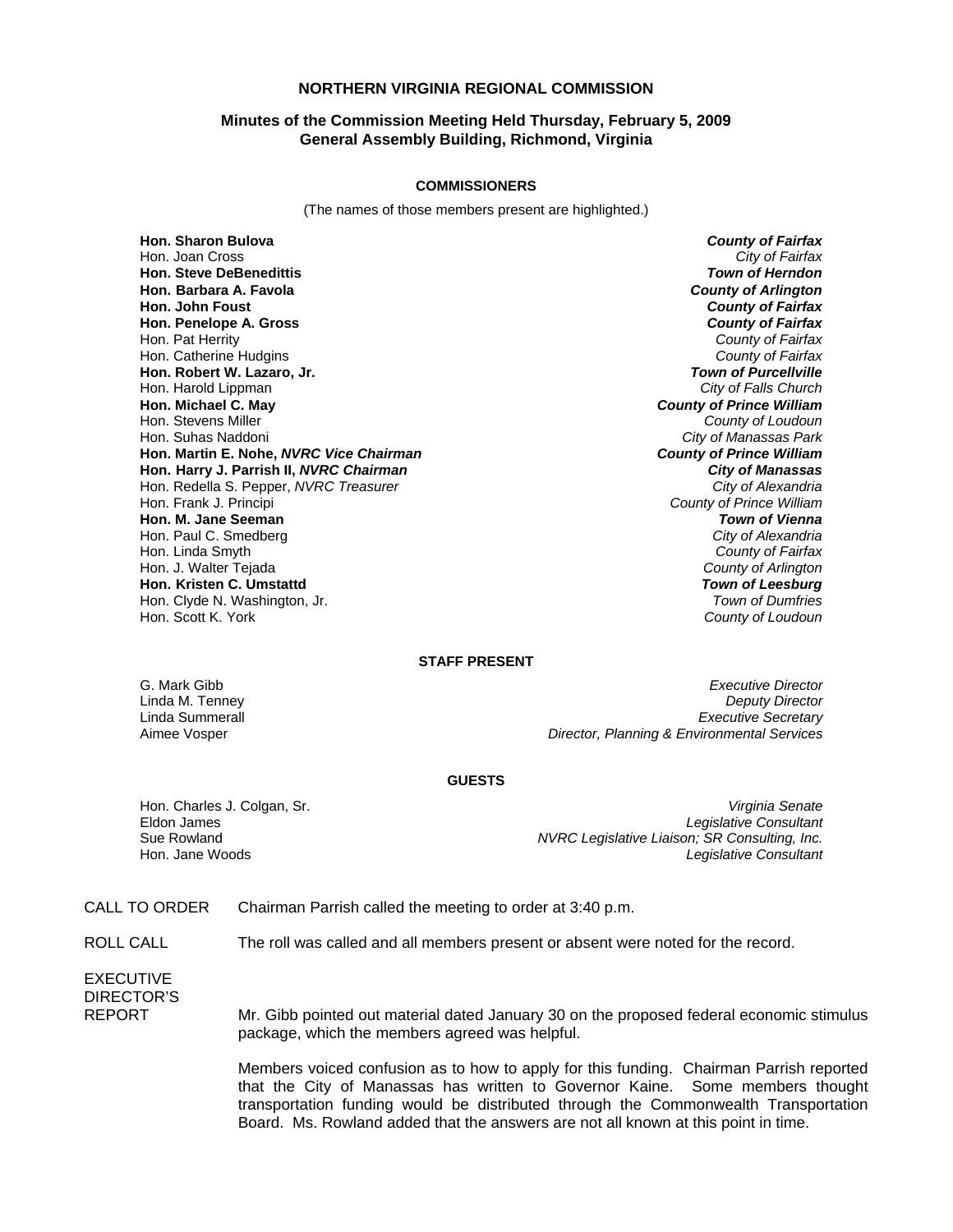# NORTHERN VIRGINIA REGIONAL COMMISSION

## Minutes of the Commission Meeting Held Thursday, February 5, 2009
## General Assembly Building, Richmond, Virginia

### COMMISSIONERS

(The names of those members present are highlighted.)

| | |
|---|---|
| **Hon. Sharon Bulova** | ***County of Fairfax*** |
| Hon. Joan Cross | *City of Fairfax* |
| **Hon. Steve DeBenedittis** | ***Town of Herndon*** |
| **Hon. Barbara A. Favola** | ***County of Arlington*** |
| **Hon. John Foust** | ***County of Fairfax*** |
| **Hon. Penelope A. Gross** | ***County of Fairfax*** |
| Hon. Pat Herrity | *County of Fairfax* |
| Hon. Catherine Hudgins | *County of Fairfax* |
| **Hon. Robert W. Lazaro, Jr.** | ***Town of Purcellville*** |
| Hon. Harold Lippman | *City of Falls Church* |
| **Hon. Michael C. May** | ***County of Prince William*** |
| Hon. Stevens Miller | *County of Loudoun* |
| Hon. Suhas Naddoni | *City of Manassas Park* |
| **Hon. Martin E. Nohe, *NVRC Vice Chairman*** | ***County of Prince William*** |
| **Hon. Harry J. Parrish II, *NVRC Chairman*** | ***City of Manassas*** |
| Hon. Redella S. Pepper, *NVRC Treasurer* | *City of Alexandria* |
| Hon. Frank J. Principi | *County of Prince William* |
| **Hon. M. Jane Seeman** | ***Town of Vienna*** |
| Hon. Paul C. Smedberg | *City of Alexandria* |
| Hon. Linda Smyth | *County of Fairfax* |
| Hon. J. Walter Tejada | *County of Arlington* |
| **Hon. Kristen C. Umstattd** | ***Town of Leesburg*** |
| Hon. Clyde N. Washington, Jr. | *Town of Dumfries* |
| Hon. Scott K. York | *County of Loudoun* |

### STAFF PRESENT

| | |
|---|---|
| G. Mark Gibb | *Executive Director* |
| Linda M. Tenney | *Deputy Director* |
| Linda Summerall | *Executive Secretary* |
| Aimee Vosper | *Director, Planning & Environmental Services* |

### GUESTS

| | |
|---|---|
| Hon. Charles J. Colgan, Sr. | *Virginia Senate* |
| Eldon James | *Legislative Consultant* |
| Sue Rowland | *NVRC Legislative Liaison; SR Consulting, Inc.* |
| Hon. Jane Woods | *Legislative Consultant* |

CALL TO ORDER — Chairman Parrish called the meeting to order at 3:40 p.m.

ROLL CALL — The roll was called and all members present or absent were noted for the record.

EXECUTIVE DIRECTOR'S REPORT — Mr. Gibb pointed out material dated January 30 on the proposed federal economic stimulus package, which the members agreed was helpful.

Members voiced confusion as to how to apply for this funding. Chairman Parrish reported that the City of Manassas has written to Governor Kaine. Some members thought transportation funding would be distributed through the Commonwealth Transportation Board. Ms. Rowland added that the answers are not all known at this point in time.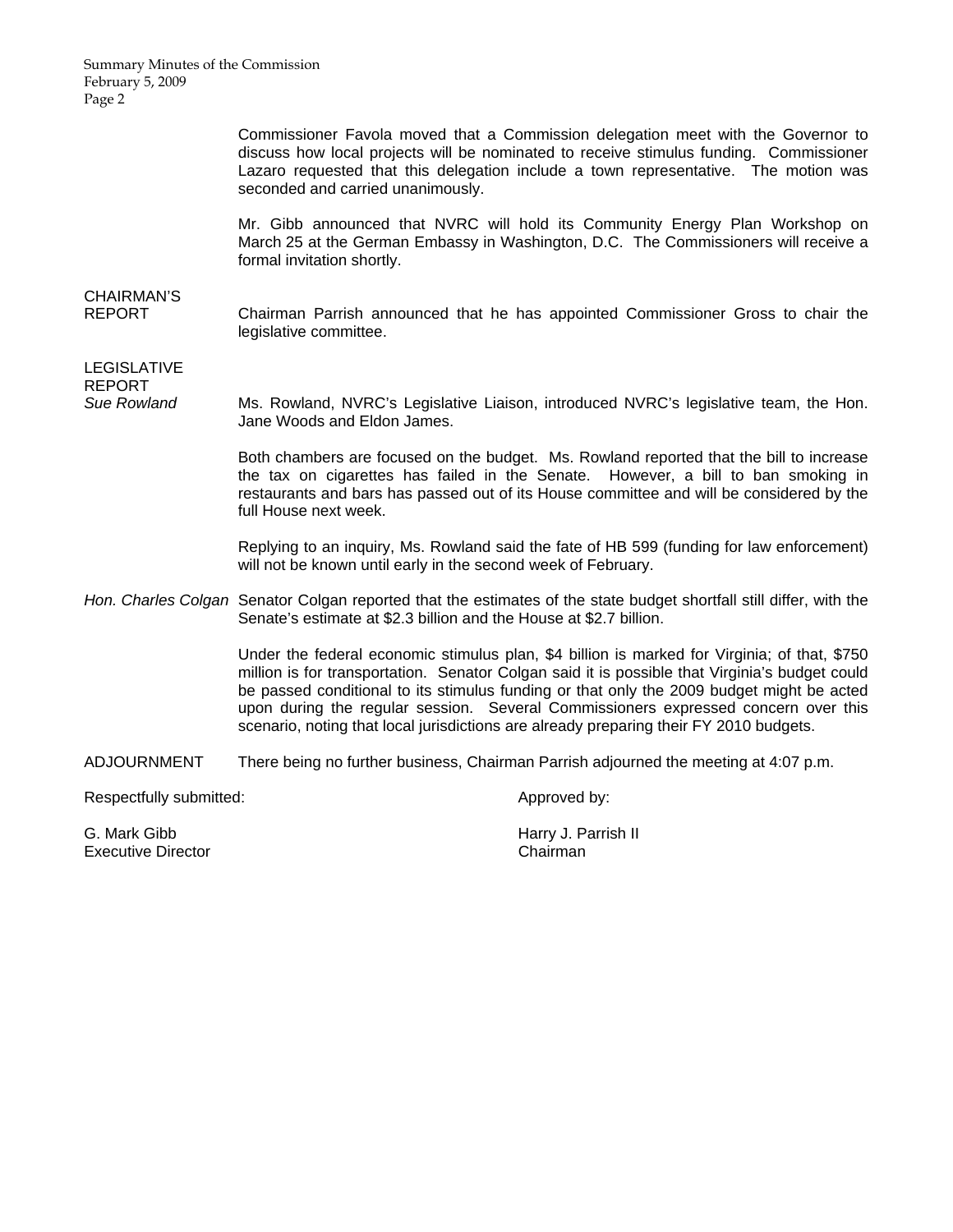Commissioner Favola moved that a Commission delegation meet with the Governor to discuss how local projects will be nominated to receive stimulus funding. Commissioner Lazaro requested that this delegation include a town representative. The motion was seconded and carried unanimously.

Mr. Gibb announced that NVRC will hold its Community Energy Plan Workshop on March 25 at the German Embassy in Washington, D.C. The Commissioners will receive a formal invitation shortly.

**CHAIRMAN'S REPORT**

Chairman Parrish announced that he has appointed Commissioner Gross to chair the legislative committee.

**LEGISLATIVE REPORT**

*Sue Rowland*

Ms. Rowland, NVRC's Legislative Liaison, introduced NVRC's legislative team, the Hon. Jane Woods and Eldon James.

Both chambers are focused on the budget. Ms. Rowland reported that the bill to increase the tax on cigarettes has failed in the Senate. However, a bill to ban smoking in restaurants and bars has passed out of its House committee and will be considered by the full House next week.

Replying to an inquiry, Ms. Rowland said the fate of HB 599 (funding for law enforcement) will not be known until early in the second week of February.

*Hon. Charles Colgan*

Senator Colgan reported that the estimates of the state budget shortfall still differ, with the Senate's estimate at $2.3 billion and the House at $2.7 billion.

Under the federal economic stimulus plan, $4 billion is marked for Virginia; of that, $750 million is for transportation. Senator Colgan said it is possible that Virginia's budget could be passed conditional to its stimulus funding or that only the 2009 budget might be acted upon during the regular session. Several Commissioners expressed concern over this scenario, noting that local jurisdictions are already preparing their FY 2010 budgets.

**ADJOURNMENT**

There being no further business, Chairman Parrish adjourned the meeting at 4:07 p.m.

Respectfully submitted:

G. Mark Gibb
Executive Director

Approved by:

Harry J. Parrish II
Chairman